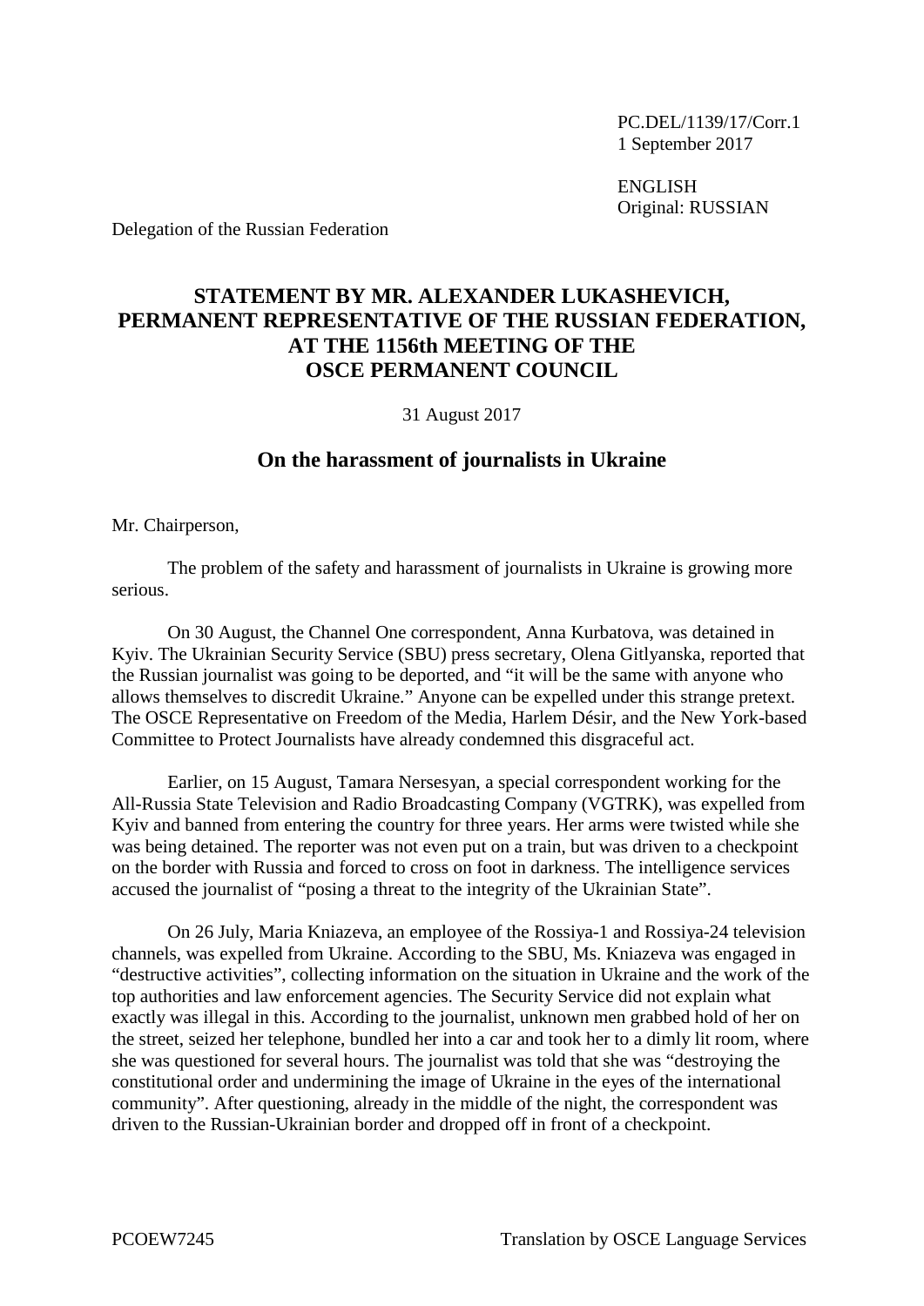PC.DEL/1139/17/Corr.1
1 September 2017

ENGLISH
Original: RUSSIAN

Delegation of the Russian Federation

# STATEMENT BY MR. ALEXANDER LUKASHEVICH, PERMANENT REPRESENTATIVE OF THE RUSSIAN FEDERATION, AT THE 1156th MEETING OF THE OSCE PERMANENT COUNCIL

31 August 2017

## On the harassment of journalists in Ukraine

Mr. Chairperson,

The problem of the safety and harassment of journalists in Ukraine is growing more serious.

On 30 August, the Channel One correspondent, Anna Kurbatova, was detained in Kyiv. The Ukrainian Security Service (SBU) press secretary, Olena Gitlyanska, reported that the Russian journalist was going to be deported, and "it will be the same with anyone who allows themselves to discredit Ukraine." Anyone can be expelled under this strange pretext. The OSCE Representative on Freedom of the Media, Harlem Désir, and the New York-based Committee to Protect Journalists have already condemned this disgraceful act.

Earlier, on 15 August, Tamara Nersesyan, a special correspondent working for the All-Russia State Television and Radio Broadcasting Company (VGTRK), was expelled from Kyiv and banned from entering the country for three years. Her arms were twisted while she was being detained. The reporter was not even put on a train, but was driven to a checkpoint on the border with Russia and forced to cross on foot in darkness. The intelligence services accused the journalist of "posing a threat to the integrity of the Ukrainian State".

On 26 July, Maria Kniazeva, an employee of the Rossiya-1 and Rossiya-24 television channels, was expelled from Ukraine. According to the SBU, Ms. Kniazeva was engaged in "destructive activities", collecting information on the situation in Ukraine and the work of the top authorities and law enforcement agencies. The Security Service did not explain what exactly was illegal in this. According to the journalist, unknown men grabbed hold of her on the street, seized her telephone, bundled her into a car and took her to a dimly lit room, where she was questioned for several hours. The journalist was told that she was "destroying the constitutional order and undermining the image of Ukraine in the eyes of the international community". After questioning, already in the middle of the night, the correspondent was driven to the Russian-Ukrainian border and dropped off in front of a checkpoint.

PCOEW7245 Translation by OSCE Language Services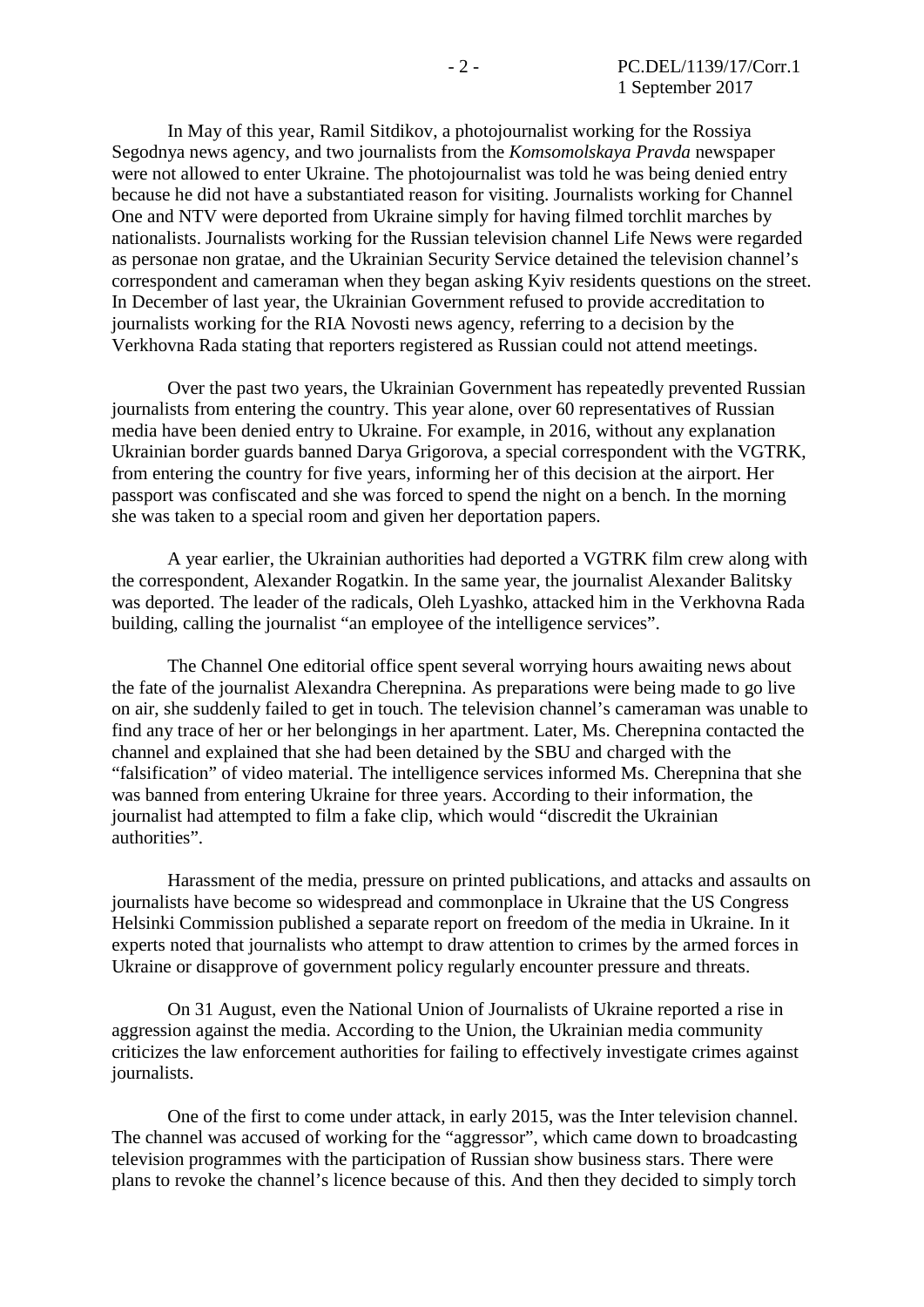In May of this year, Ramil Sitdikov, a photojournalist working for the Rossiya Segodnya news agency, and two journalists from the *Komsomolskaya Pravda* newspaper were not allowed to enter Ukraine. The photojournalist was told he was being denied entry because he did not have a substantiated reason for visiting. Journalists working for Channel One and NTV were deported from Ukraine simply for having filmed torchlit marches by nationalists. Journalists working for the Russian television channel Life News were regarded as personae non gratae, and the Ukrainian Security Service detained the television channel's correspondent and cameraman when they began asking Kyiv residents questions on the street. In December of last year, the Ukrainian Government refused to provide accreditation to journalists working for the RIA Novosti news agency, referring to a decision by the Verkhovna Rada stating that reporters registered as Russian could not attend meetings.

Over the past two years, the Ukrainian Government has repeatedly prevented Russian journalists from entering the country. This year alone, over 60 representatives of Russian media have been denied entry to Ukraine. For example, in 2016, without any explanation Ukrainian border guards banned Darya Grigorova, a special correspondent with the VGTRK, from entering the country for five years, informing her of this decision at the airport. Her passport was confiscated and she was forced to spend the night on a bench. In the morning she was taken to a special room and given her deportation papers.

A year earlier, the Ukrainian authorities had deported a VGTRK film crew along with the correspondent, Alexander Rogatkin. In the same year, the journalist Alexander Balitsky was deported. The leader of the radicals, Oleh Lyashko, attacked him in the Verkhovna Rada building, calling the journalist "an employee of the intelligence services".

The Channel One editorial office spent several worrying hours awaiting news about the fate of the journalist Alexandra Cherepnina. As preparations were being made to go live on air, she suddenly failed to get in touch. The television channel's cameraman was unable to find any trace of her or her belongings in her apartment. Later, Ms. Cherepnina contacted the channel and explained that she had been detained by the SBU and charged with the "falsification" of video material. The intelligence services informed Ms. Cherepnina that she was banned from entering Ukraine for three years. According to their information, the journalist had attempted to film a fake clip, which would "discredit the Ukrainian authorities".

Harassment of the media, pressure on printed publications, and attacks and assaults on journalists have become so widespread and commonplace in Ukraine that the US Congress Helsinki Commission published a separate report on freedom of the media in Ukraine. In it experts noted that journalists who attempt to draw attention to crimes by the armed forces in Ukraine or disapprove of government policy regularly encounter pressure and threats.

On 31 August, even the National Union of Journalists of Ukraine reported a rise in aggression against the media. According to the Union, the Ukrainian media community criticizes the law enforcement authorities for failing to effectively investigate crimes against journalists.

One of the first to come under attack, in early 2015, was the Inter television channel. The channel was accused of working for the "aggressor", which came down to broadcasting television programmes with the participation of Russian show business stars. There were plans to revoke the channel's licence because of this. And then they decided to simply torch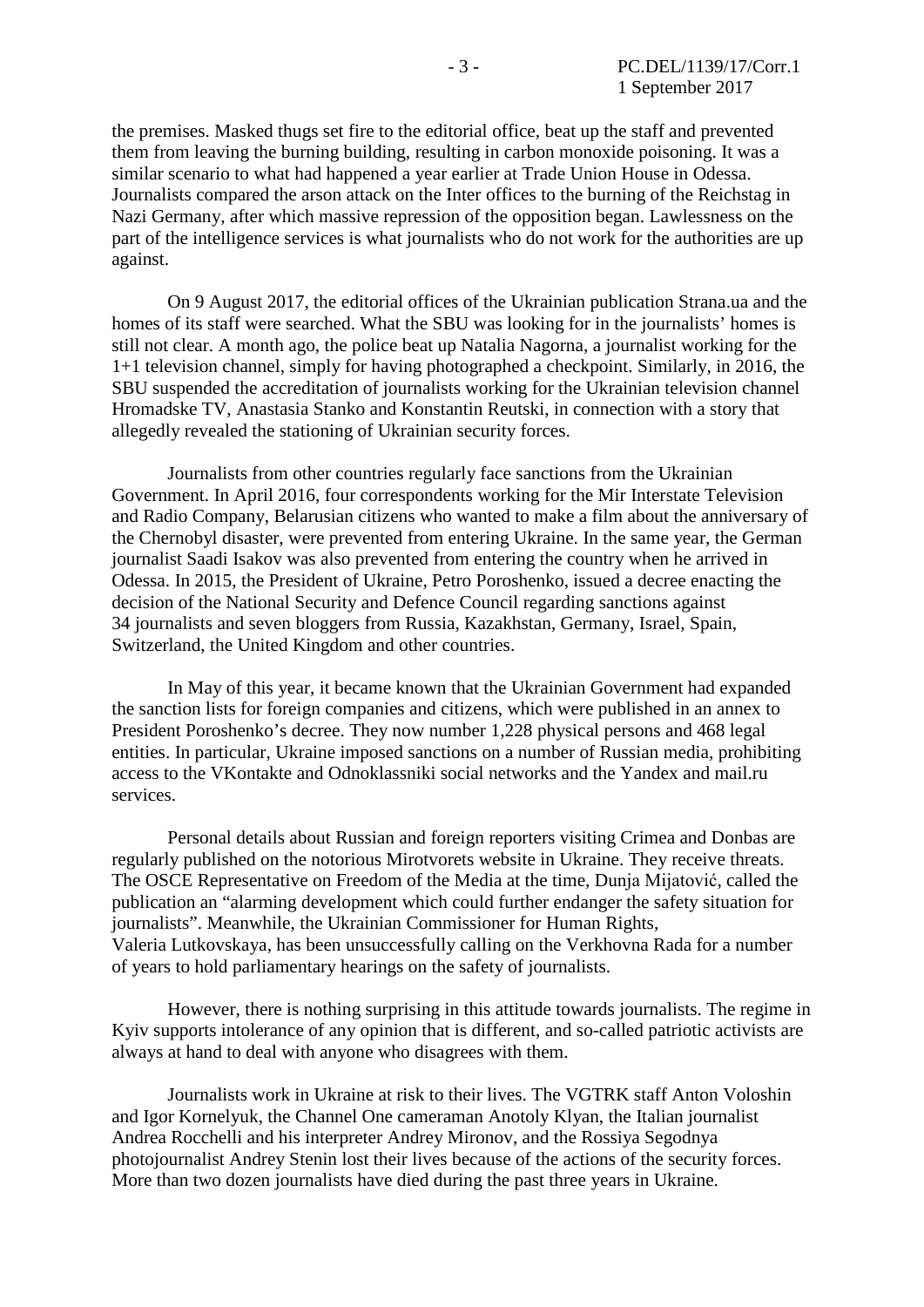the premises. Masked thugs set fire to the editorial office, beat up the staff and prevented them from leaving the burning building, resulting in carbon monoxide poisoning. It was a similar scenario to what had happened a year earlier at Trade Union House in Odessa. Journalists compared the arson attack on the Inter offices to the burning of the Reichstag in Nazi Germany, after which massive repression of the opposition began. Lawlessness on the part of the intelligence services is what journalists who do not work for the authorities are up against.

On 9 August 2017, the editorial offices of the Ukrainian publication Strana.ua and the homes of its staff were searched. What the SBU was looking for in the journalists' homes is still not clear. A month ago, the police beat up Natalia Nagorna, a journalist working for the 1+1 television channel, simply for having photographed a checkpoint. Similarly, in 2016, the SBU suspended the accreditation of journalists working for the Ukrainian television channel Hromadske TV, Anastasia Stanko and Konstantin Reutski, in connection with a story that allegedly revealed the stationing of Ukrainian security forces.

Journalists from other countries regularly face sanctions from the Ukrainian Government. In April 2016, four correspondents working for the Mir Interstate Television and Radio Company, Belarusian citizens who wanted to make a film about the anniversary of the Chernobyl disaster, were prevented from entering Ukraine. In the same year, the German journalist Saadi Isakov was also prevented from entering the country when he arrived in Odessa. In 2015, the President of Ukraine, Petro Poroshenko, issued a decree enacting the decision of the National Security and Defence Council regarding sanctions against 34 journalists and seven bloggers from Russia, Kazakhstan, Germany, Israel, Spain, Switzerland, the United Kingdom and other countries.

In May of this year, it became known that the Ukrainian Government had expanded the sanction lists for foreign companies and citizens, which were published in an annex to President Poroshenko's decree. They now number 1,228 physical persons and 468 legal entities. In particular, Ukraine imposed sanctions on a number of Russian media, prohibiting access to the VKontakte and Odnoklassniki social networks and the Yandex and mail.ru services.

Personal details about Russian and foreign reporters visiting Crimea and Donbas are regularly published on the notorious Mirotvorets website in Ukraine. They receive threats. The OSCE Representative on Freedom of the Media at the time, Dunja Mijatović, called the publication an "alarming development which could further endanger the safety situation for journalists". Meanwhile, the Ukrainian Commissioner for Human Rights, Valeria Lutkovskaya, has been unsuccessfully calling on the Verkhovna Rada for a number of years to hold parliamentary hearings on the safety of journalists.

However, there is nothing surprising in this attitude towards journalists. The regime in Kyiv supports intolerance of any opinion that is different, and so-called patriotic activists are always at hand to deal with anyone who disagrees with them.

Journalists work in Ukraine at risk to their lives. The VGTRK staff Anton Voloshin and Igor Kornelyuk, the Channel One cameraman Anotoly Klyan, the Italian journalist Andrea Rocchelli and his interpreter Andrey Mironov, and the Rossiya Segodnya photojournalist Andrey Stenin lost their lives because of the actions of the security forces. More than two dozen journalists have died during the past three years in Ukraine.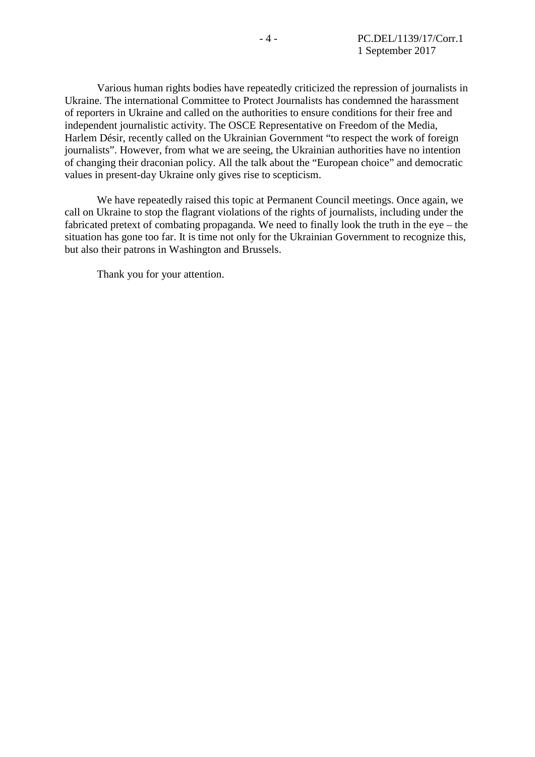Various human rights bodies have repeatedly criticized the repression of journalists in Ukraine. The international Committee to Protect Journalists has condemned the harassment of reporters in Ukraine and called on the authorities to ensure conditions for their free and independent journalistic activity. The OSCE Representative on Freedom of the Media, Harlem Désir, recently called on the Ukrainian Government "to respect the work of foreign journalists". However, from what we are seeing, the Ukrainian authorities have no intention of changing their draconian policy. All the talk about the "European choice" and democratic values in present-day Ukraine only gives rise to scepticism.

We have repeatedly raised this topic at Permanent Council meetings. Once again, we call on Ukraine to stop the flagrant violations of the rights of journalists, including under the fabricated pretext of combating propaganda. We need to finally look the truth in the eye – the situation has gone too far. It is time not only for the Ukrainian Government to recognize this, but also their patrons in Washington and Brussels.

Thank you for your attention.